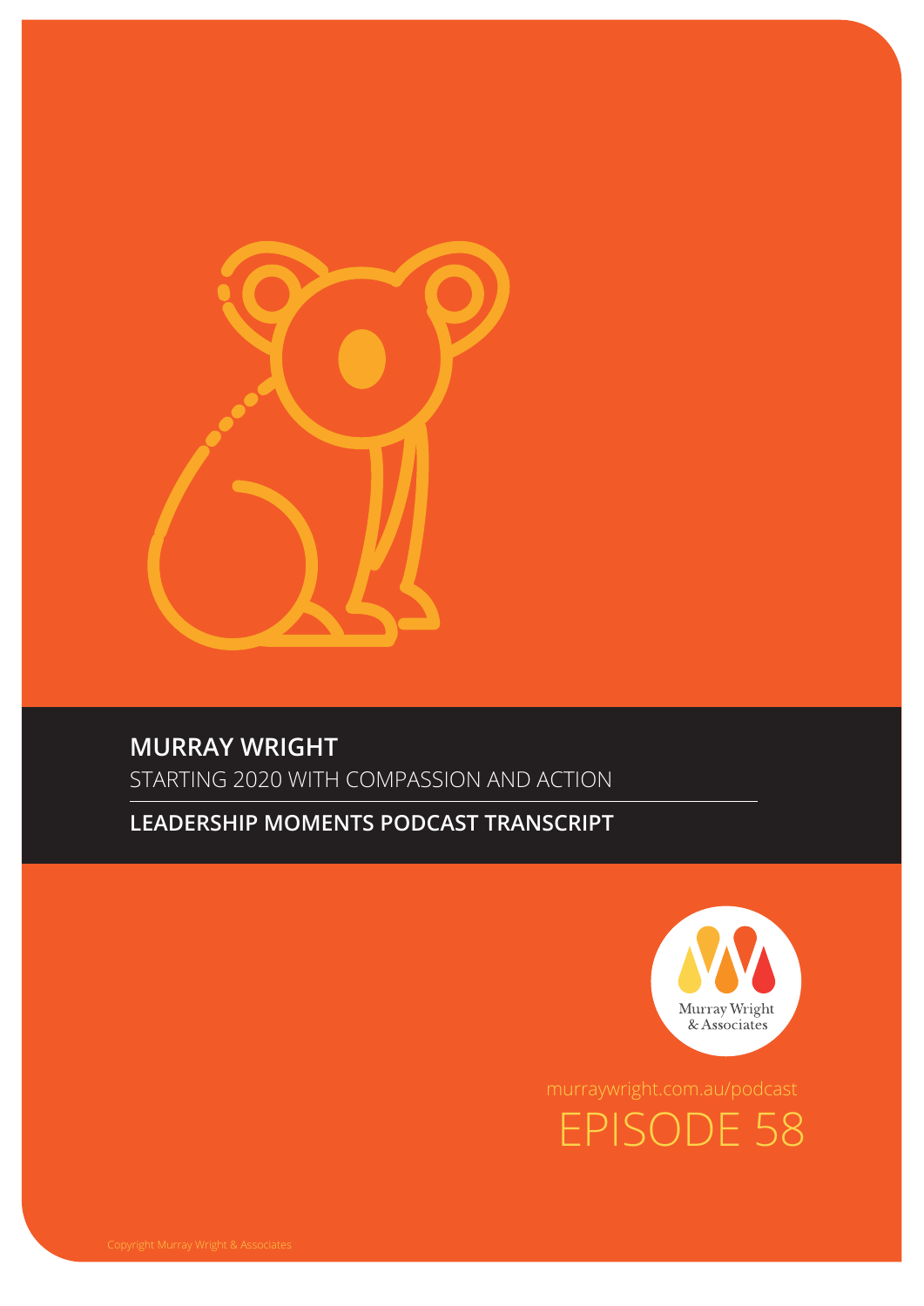# MURRAY WRIGHT

STARTING 2020 WITH COMPASSION AND ACTION

## LEADERSHIP MOMENTS PODCAST TRANSCRIPT

Murray Wright & Associates

murraywright.com.au/podcast

EPISODE 58

Copyright Murray Wright & Associates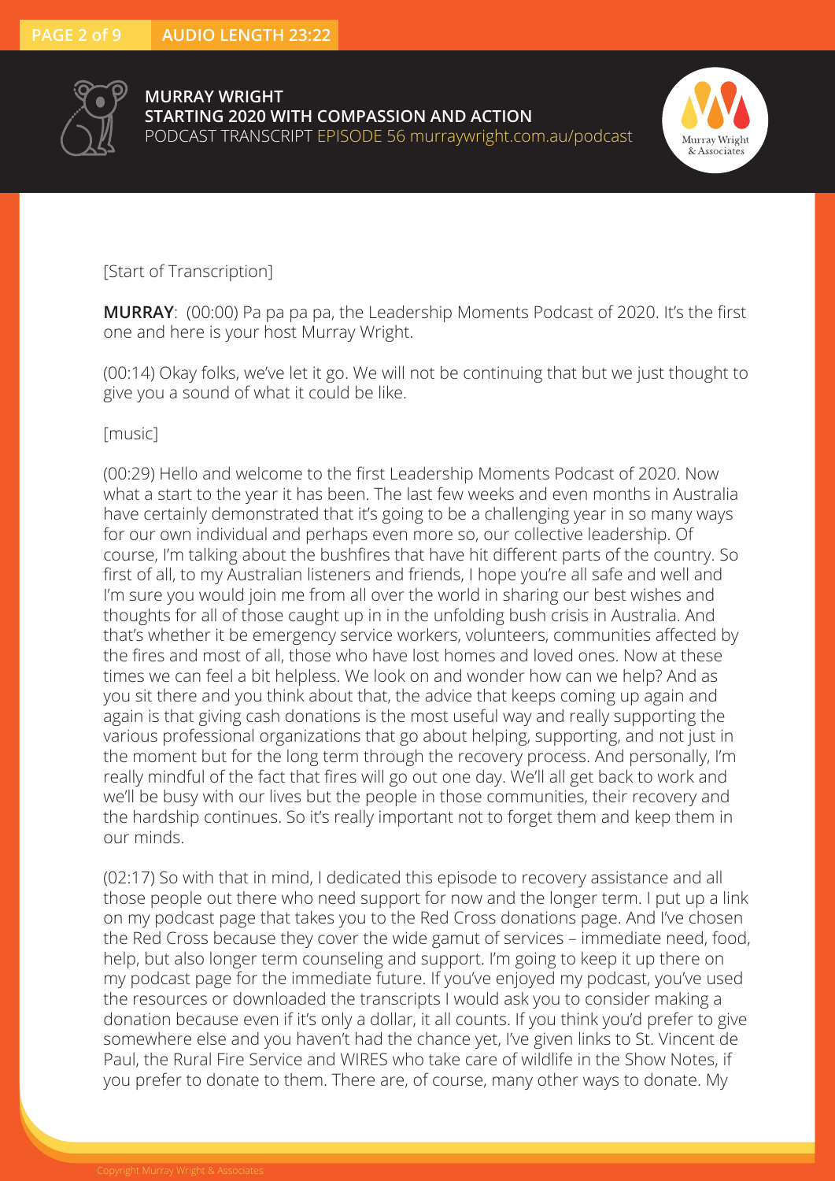[Start of Transcription]

**MURRAY**: (00:00) Pa pa pa pa, the Leadership Moments Podcast of 2020. It's the first one and here is your host Murray Wright.

(00:14) Okay folks, we've let it go. We will not be continuing that but we just thought to give you a sound of what it could be like.

[music]

(00:29) Hello and welcome to the first Leadership Moments Podcast of 2020. Now what a start to the year it has been. The last few weeks and even months in Australia have certainly demonstrated that it's going to be a challenging year in so many ways for our own individual and perhaps even more so, our collective leadership. Of course, I'm talking about the bushfires that have hit different parts of the country. So first of all, to my Australian listeners and friends, I hope you're all safe and well and I'm sure you would join me from all over the world in sharing our best wishes and thoughts for all of those caught up in in the unfolding bush crisis in Australia. And that's whether it be emergency service workers, volunteers, communities affected by the fires and most of all, those who have lost homes and loved ones. Now at these times we can feel a bit helpless. We look on and wonder how can we help? And as you sit there and you think about that, the advice that keeps coming up again and again is that giving cash donations is the most useful way and really supporting the various professional organizations that go about helping, supporting, and not just in the moment but for the long term through the recovery process. And personally, I'm really mindful of the fact that fires will go out one day. We'll all get back to work and we'll be busy with our lives but the people in those communities, their recovery and the hardship continues. So it's really important not to forget them and keep them in our minds.

(02:17) So with that in mind, I dedicated this episode to recovery assistance and all those people out there who need support for now and the longer term. I put up a link on my podcast page that takes you to the Red Cross donations page. And I've chosen the Red Cross because they cover the wide gamut of services – immediate need, food, help, but also longer term counseling and support. I'm going to keep it up there on my podcast page for the immediate future. If you've enjoyed my podcast, you've used the resources or downloaded the transcripts I would ask you to consider making a donation because even if it's only a dollar, it all counts. If you think you'd prefer to give somewhere else and you haven't had the chance yet, I've given links to St. Vincent de Paul, the Rural Fire Service and WIRES who take care of wildlife in the Show Notes, if you prefer to donate to them. There are, of course, many other ways to donate. My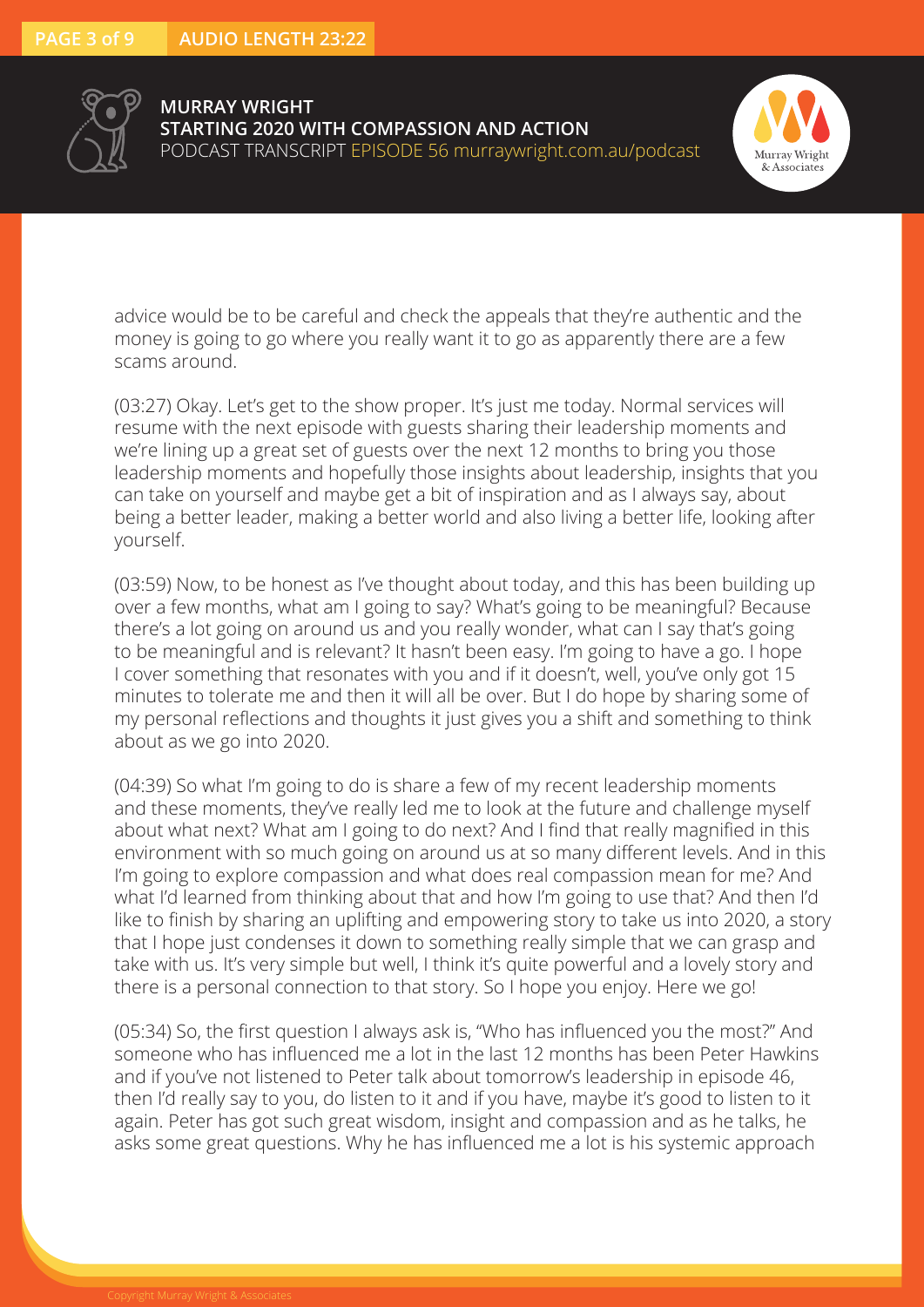advice would be to be careful and check the appeals that they're authentic and the money is going to go where you really want it to go as apparently there are a few scams around.

(03:27) Okay. Let's get to the show proper. It's just me today. Normal services will resume with the next episode with guests sharing their leadership moments and we're lining up a great set of guests over the next 12 months to bring you those leadership moments and hopefully those insights about leadership, insights that you can take on yourself and maybe get a bit of inspiration and as I always say, about being a better leader, making a better world and also living a better life, looking after yourself.

(03:59) Now, to be honest as I've thought about today, and this has been building up over a few months, what am I going to say? What's going to be meaningful? Because there's a lot going on around us and you really wonder, what can I say that's going to be meaningful and is relevant? It hasn't been easy. I'm going to have a go. I hope I cover something that resonates with you and if it doesn't, well, you've only got 15 minutes to tolerate me and then it will all be over. But I do hope by sharing some of my personal reflections and thoughts it just gives you a shift and something to think about as we go into 2020.

(04:39) So what I'm going to do is share a few of my recent leadership moments and these moments, they've really led me to look at the future and challenge myself about what next? What am I going to do next? And I find that really magnified in this environment with so much going on around us at so many different levels. And in this I'm going to explore compassion and what does real compassion mean for me? And what I'd learned from thinking about that and how I'm going to use that? And then I'd like to finish by sharing an uplifting and empowering story to take us into 2020, a story that I hope just condenses it down to something really simple that we can grasp and take with us. It's very simple but well, I think it's quite powerful and a lovely story and there is a personal connection to that story. So I hope you enjoy. Here we go!

(05:34) So, the first question I always ask is, "Who has influenced you the most?" And someone who has influenced me a lot in the last 12 months has been Peter Hawkins and if you've not listened to Peter talk about tomorrow's leadership in episode 46, then I'd really say to you, do listen to it and if you have, maybe it's good to listen to it again. Peter has got such great wisdom, insight and compassion and as he talks, he asks some great questions. Why he has influenced me a lot is his systemic approach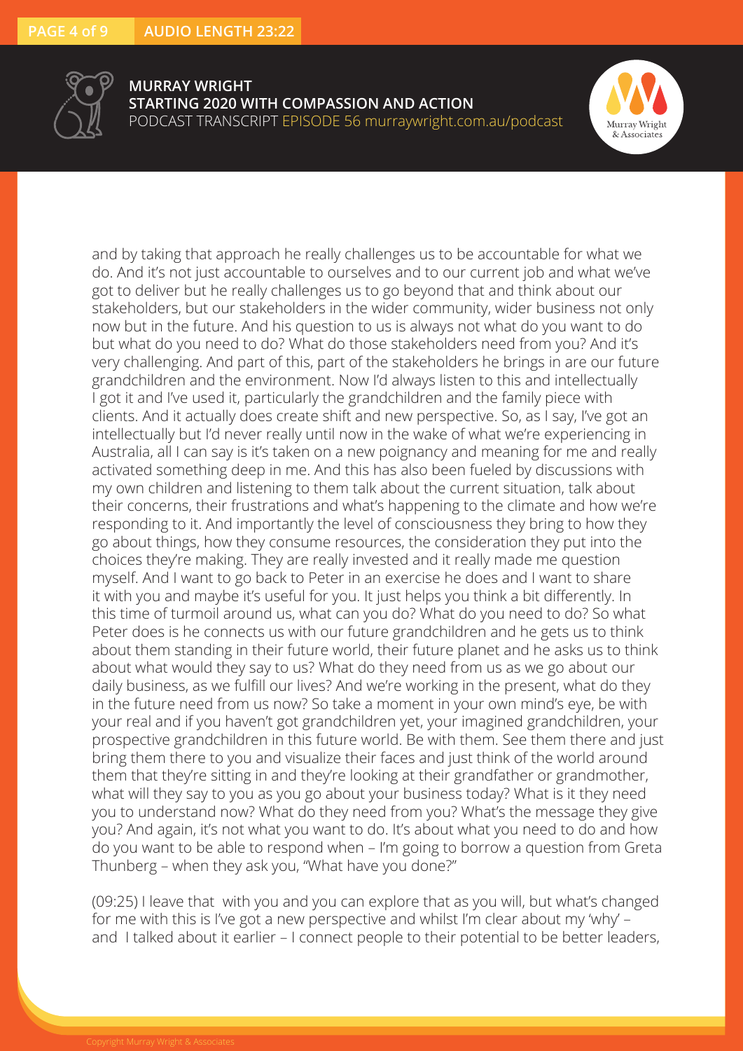and by taking that approach he really challenges us to be accountable for what we do. And it's not just accountable to ourselves and to our current job and what we've got to deliver but he really challenges us to go beyond that and think about our stakeholders, but our stakeholders in the wider community, wider business not only now but in the future. And his question to us is always not what do you want to do but what do you need to do? What do those stakeholders need from you? And it's very challenging. And part of this, part of the stakeholders he brings in are our future grandchildren and the environment. Now I'd always listen to this and intellectually I got it and I've used it, particularly the grandchildren and the family piece with clients. And it actually does create shift and new perspective. So, as I say, I've got an intellectually but I'd never really until now in the wake of what we're experiencing in Australia, all I can say is it's taken on a new poignancy and meaning for me and really activated something deep in me. And this has also been fueled by discussions with my own children and listening to them talk about the current situation, talk about their concerns, their frustrations and what's happening to the climate and how we're responding to it. And importantly the level of consciousness they bring to how they go about things, how they consume resources, the consideration they put into the choices they're making. They are really invested and it really made me question myself. And I want to go back to Peter in an exercise he does and I want to share it with you and maybe it's useful for you. It just helps you think a bit differently. In this time of turmoil around us, what can you do? What do you need to do? So what Peter does is he connects us with our future grandchildren and he gets us to think about them standing in their future world, their future planet and he asks us to think about what would they say to us? What do they need from us as we go about our daily business, as we fulfill our lives? And we're working in the present, what do they in the future need from us now? So take a moment in your own mind's eye, be with your real and if you haven't got grandchildren yet, your imagined grandchildren, your prospective grandchildren in this future world. Be with them. See them there and just bring them there to you and visualize their faces and just think of the world around them that they're sitting in and they're looking at their grandfather or grandmother, what will they say to you as you go about your business today? What is it they need you to understand now? What do they need from you? What's the message they give you? And again, it's not what you want to do. It's about what you need to do and how do you want to be able to respond when – I'm going to borrow a question from Greta Thunberg – when they ask you, "What have you done?"

(09:25) I leave that with you and you can explore that as you will, but what's changed for me with this is I've got a new perspective and whilst I'm clear about my 'why' – and I talked about it earlier – I connect people to their potential to be better leaders,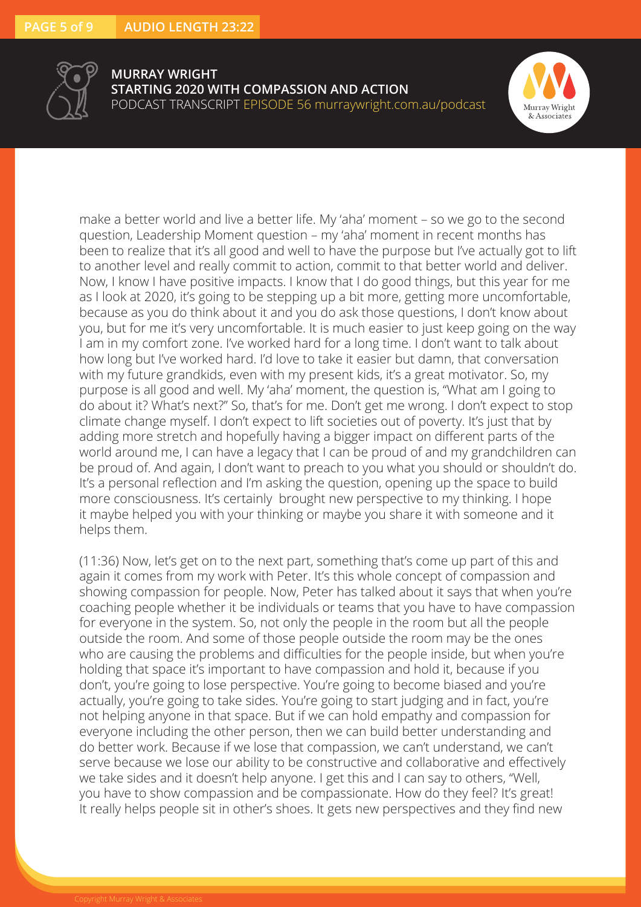make a better world and live a better life. My 'aha' moment – so we go to the second question, Leadership Moment question – my 'aha' moment in recent months has been to realize that it's all good and well to have the purpose but I've actually got to lift to another level and really commit to action, commit to that better world and deliver. Now, I know I have positive impacts. I know that I do good things, but this year for me as I look at 2020, it's going to be stepping up a bit more, getting more uncomfortable, because as you do think about it and you do ask those questions, I don't know about you, but for me it's very uncomfortable. It is much easier to just keep going on the way I am in my comfort zone. I've worked hard for a long time. I don't want to talk about how long but I've worked hard. I'd love to take it easier but damn, that conversation with my future grandkids, even with my present kids, it's a great motivator. So, my purpose is all good and well. My 'aha' moment, the question is, "What am I going to do about it? What's next?" So, that's for me. Don't get me wrong. I don't expect to stop climate change myself. I don't expect to lift societies out of poverty. It's just that by adding more stretch and hopefully having a bigger impact on different parts of the world around me, I can have a legacy that I can be proud of and my grandchildren can be proud of. And again, I don't want to preach to you what you should or shouldn't do. It's a personal reflection and I'm asking the question, opening up the space to build more consciousness. It's certainly brought new perspective to my thinking. I hope it maybe helped you with your thinking or maybe you share it with someone and it helps them.

(11:36) Now, let's get on to the next part, something that's come up part of this and again it comes from my work with Peter. It's this whole concept of compassion and showing compassion for people. Now, Peter has talked about it says that when you're coaching people whether it be individuals or teams that you have to have compassion for everyone in the system. So, not only the people in the room but all the people outside the room. And some of those people outside the room may be the ones who are causing the problems and difficulties for the people inside, but when you're holding that space it's important to have compassion and hold it, because if you don't, you're going to lose perspective. You're going to become biased and you're actually, you're going to take sides. You're going to start judging and in fact, you're not helping anyone in that space. But if we can hold empathy and compassion for everyone including the other person, then we can build better understanding and do better work. Because if we lose that compassion, we can't understand, we can't serve because we lose our ability to be constructive and collaborative and effectively we take sides and it doesn't help anyone. I get this and I can say to others, "Well, you have to show compassion and be compassionate. How do they feel? It's great! It really helps people sit in other's shoes. It gets new perspectives and they find new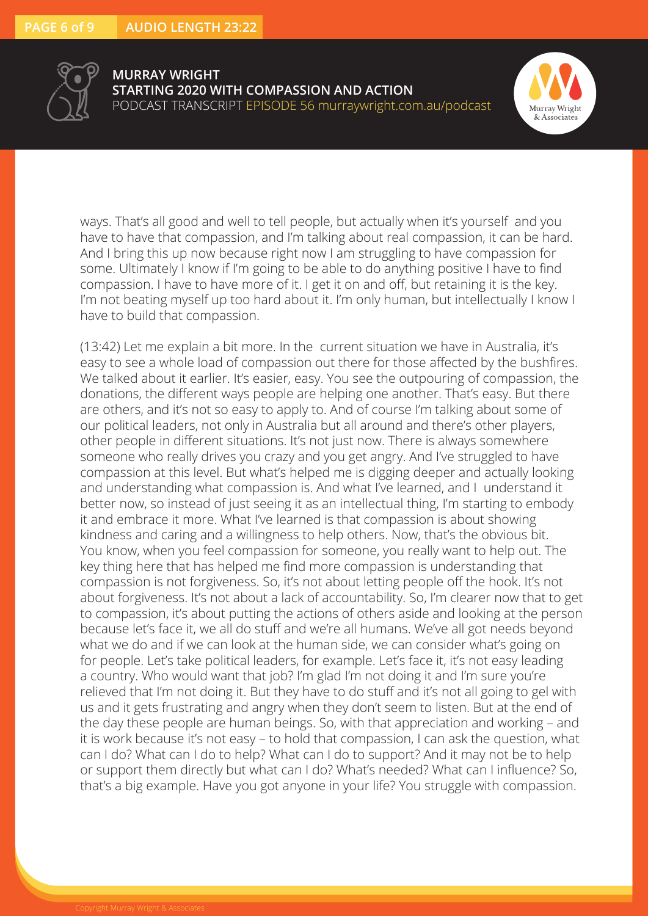ways. That's all good and well to tell people, but actually when it's yourself and you have to have that compassion, and I'm talking about real compassion, it can be hard. And I bring this up now because right now I am struggling to have compassion for some. Ultimately I know if I'm going to be able to do anything positive I have to find compassion. I have to have more of it. I get it on and off, but retaining it is the key. I'm not beating myself up too hard about it. I'm only human, but intellectually I know I have to build that compassion.

(13:42) Let me explain a bit more. In the current situation we have in Australia, it's easy to see a whole load of compassion out there for those affected by the bushfires. We talked about it earlier. It's easier, easy. You see the outpouring of compassion, the donations, the different ways people are helping one another. That's easy. But there are others, and it's not so easy to apply to. And of course I'm talking about some of our political leaders, not only in Australia but all around and there's other players, other people in different situations. It's not just now. There is always somewhere someone who really drives you crazy and you get angry. And I've struggled to have compassion at this level. But what's helped me is digging deeper and actually looking and understanding what compassion is. And what I've learned, and I understand it better now, so instead of just seeing it as an intellectual thing, I'm starting to embody it and embrace it more. What I've learned is that compassion is about showing kindness and caring and a willingness to help others. Now, that's the obvious bit. You know, when you feel compassion for someone, you really want to help out. The key thing here that has helped me find more compassion is understanding that compassion is not forgiveness. So, it's not about letting people off the hook. It's not about forgiveness. It's not about a lack of accountability. So, I'm clearer now that to get to compassion, it's about putting the actions of others aside and looking at the person because let's face it, we all do stuff and we're all humans. We've all got needs beyond what we do and if we can look at the human side, we can consider what's going on for people. Let's take political leaders, for example. Let's face it, it's not easy leading a country. Who would want that job? I'm glad I'm not doing it and I'm sure you're relieved that I'm not doing it. But they have to do stuff and it's not all going to gel with us and it gets frustrating and angry when they don't seem to listen. But at the end of the day these people are human beings. So, with that appreciation and working – and it is work because it's not easy – to hold that compassion, I can ask the question, what can I do? What can I do to help? What can I do to support? And it may not be to help or support them directly but what can I do? What's needed? What can I influence? So, that's a big example. Have you got anyone in your life? You struggle with compassion.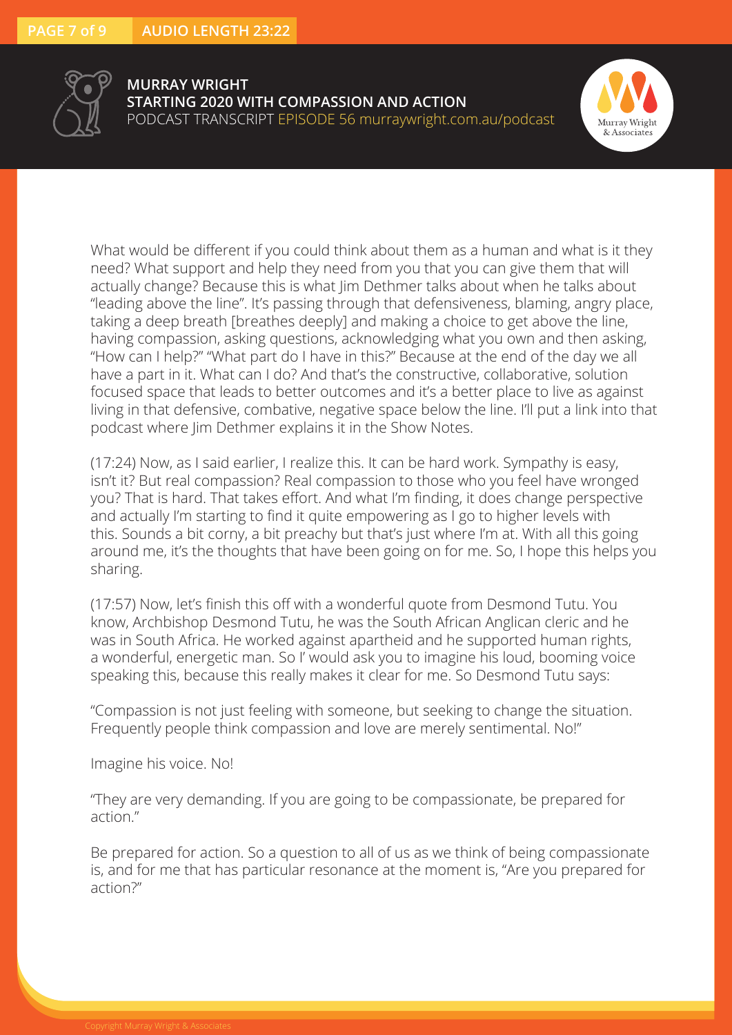What would be different if you could think about them as a human and what is it they need? What support and help they need from you that you can give them that will actually change? Because this is what Jim Dethmer talks about when he talks about "leading above the line". It's passing through that defensiveness, blaming, angry place, taking a deep breath [breathes deeply] and making a choice to get above the line, having compassion, asking questions, acknowledging what you own and then asking, "How can I help?" "What part do I have in this?" Because at the end of the day we all have a part in it. What can I do? And that's the constructive, collaborative, solution focused space that leads to better outcomes and it's a better place to live as against living in that defensive, combative, negative space below the line. I'll put a link into that podcast where Jim Dethmer explains it in the Show Notes.

(17:24) Now, as I said earlier, I realize this. It can be hard work. Sympathy is easy, isn't it? But real compassion? Real compassion to those who you feel have wronged you? That is hard. That takes effort. And what I'm finding, it does change perspective and actually I'm starting to find it quite empowering as I go to higher levels with this. Sounds a bit corny, a bit preachy but that's just where I'm at. With all this going around me, it's the thoughts that have been going on for me. So, I hope this helps you sharing.

(17:57) Now, let's finish this off with a wonderful quote from Desmond Tutu. You know, Archbishop Desmond Tutu, he was the South African Anglican cleric and he was in South Africa. He worked against apartheid and he supported human rights, a wonderful, energetic man. So I' would ask you to imagine his loud, booming voice speaking this, because this really makes it clear for me. So Desmond Tutu says:

"Compassion is not just feeling with someone, but seeking to change the situation. Frequently people think compassion and love are merely sentimental. No!"

Imagine his voice. No!

"They are very demanding. If you are going to be compassionate, be prepared for action."

Be prepared for action. So a question to all of us as we think of being compassionate is, and for me that has particular resonance at the moment is, "Are you prepared for action?"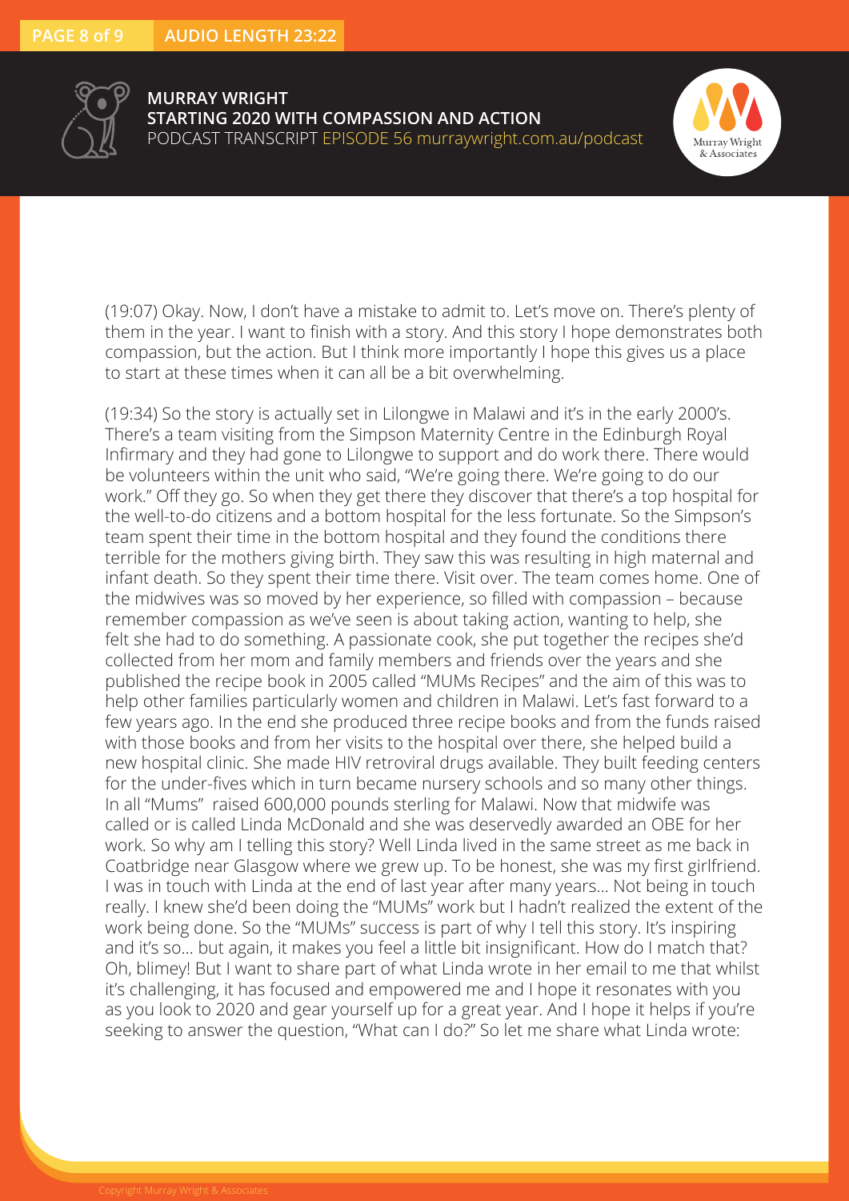(19:07) Okay. Now, I don't have a mistake to admit to. Let's move on. There's plenty of them in the year. I want to finish with a story. And this story I hope demonstrates both compassion, but the action. But I think more importantly I hope this gives us a place to start at these times when it can all be a bit overwhelming.

(19:34) So the story is actually set in Lilongwe in Malawi and it's in the early 2000's. There's a team visiting from the Simpson Maternity Centre in the Edinburgh Royal Infirmary and they had gone to Lilongwe to support and do work there. There would be volunteers within the unit who said, "We're going there. We're going to do our work." Off they go. So when they get there they discover that there's a top hospital for the well-to-do citizens and a bottom hospital for the less fortunate. So the Simpson's team spent their time in the bottom hospital and they found the conditions there terrible for the mothers giving birth. They saw this was resulting in high maternal and infant death. So they spent their time there. Visit over. The team comes home. One of the midwives was so moved by her experience, so filled with compassion – because remember compassion as we've seen is about taking action, wanting to help, she felt she had to do something. A passionate cook, she put together the recipes she'd collected from her mom and family members and friends over the years and she published the recipe book in 2005 called "MUMs Recipes" and the aim of this was to help other families particularly women and children in Malawi. Let's fast forward to a few years ago. In the end she produced three recipe books and from the funds raised with those books and from her visits to the hospital over there, she helped build a new hospital clinic. She made HIV retroviral drugs available. They built feeding centers for the under-fives which in turn became nursery schools and so many other things. In all "Mums" raised 600,000 pounds sterling for Malawi. Now that midwife was called or is called Linda McDonald and she was deservedly awarded an OBE for her work. So why am I telling this story? Well Linda lived in the same street as me back in Coatbridge near Glasgow where we grew up. To be honest, she was my first girlfriend. I was in touch with Linda at the end of last year after many years... Not being in touch really. I knew she'd been doing the "MUMs" work but I hadn't realized the extent of the work being done. So the "MUMs" success is part of why I tell this story. It's inspiring and it's so... but again, it makes you feel a little bit insignificant. How do I match that? Oh, blimey! But I want to share part of what Linda wrote in her email to me that whilst it's challenging, it has focused and empowered me and I hope it resonates with you as you look to 2020 and gear yourself up for a great year. And I hope it helps if you're seeking to answer the question, "What can I do?" So let me share what Linda wrote: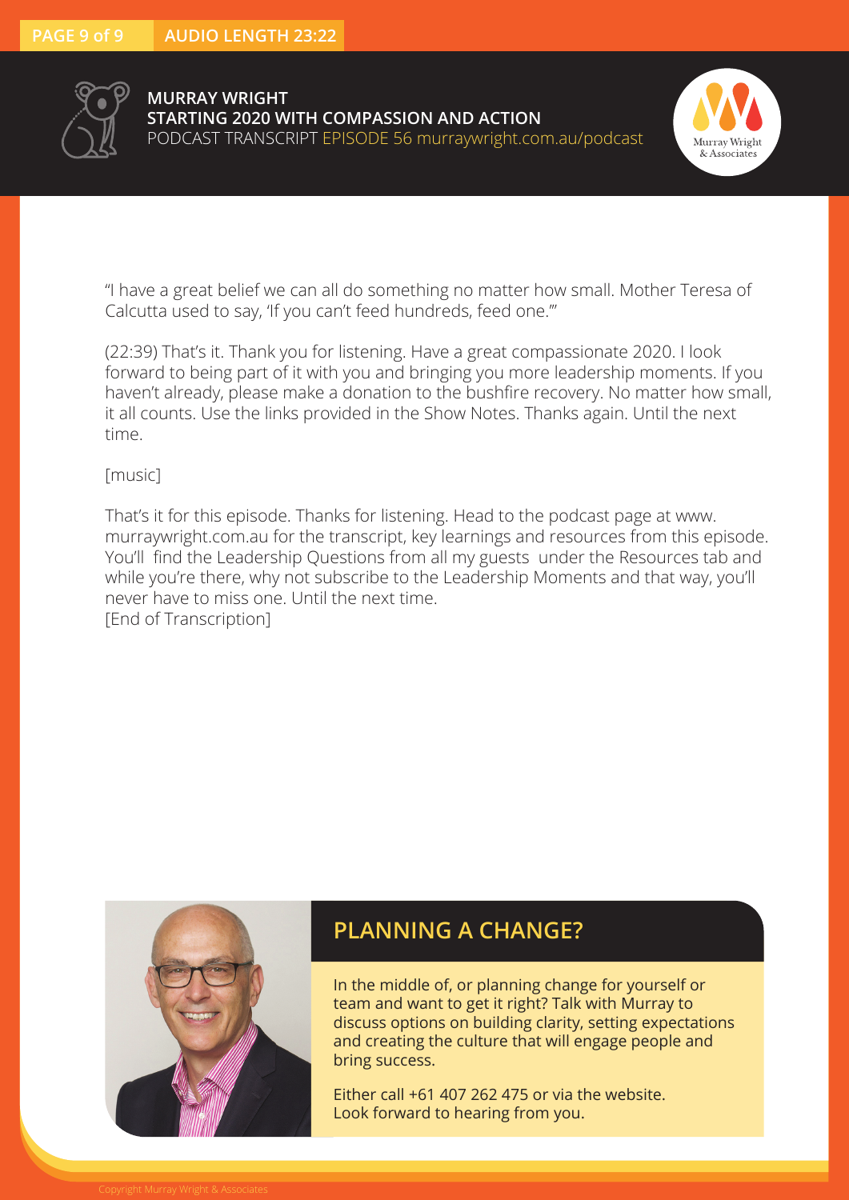"I have a great belief we can all do something no matter how small. Mother Teresa of Calcutta used to say, 'If you can't feed hundreds, feed one.'"

(22:39) That's it. Thank you for listening. Have a great compassionate 2020. I look forward to being part of it with you and bringing you more leadership moments. If you haven't already, please make a donation to the bushfire recovery. No matter how small, it all counts. Use the links provided in the Show Notes. Thanks again. Until the next time.

[music]

That's it for this episode. Thanks for listening. Head to the podcast page at www.murraywright.com.au for the transcript, key learnings and resources from this episode. You'll find the Leadership Questions from all my guests under the Resources tab and while you're there, why not subscribe to the Leadership Moments and that way, you'll never have to miss one. Until the next time.
[End of Transcription]

## PLANNING A CHANGE?

In the middle of, or planning change for yourself or team and want to get it right? Talk with Murray to discuss options on building clarity, setting expectations and creating the culture that will engage people and bring success.

Either call +61 407 262 475 or via the website. Look forward to hearing from you.